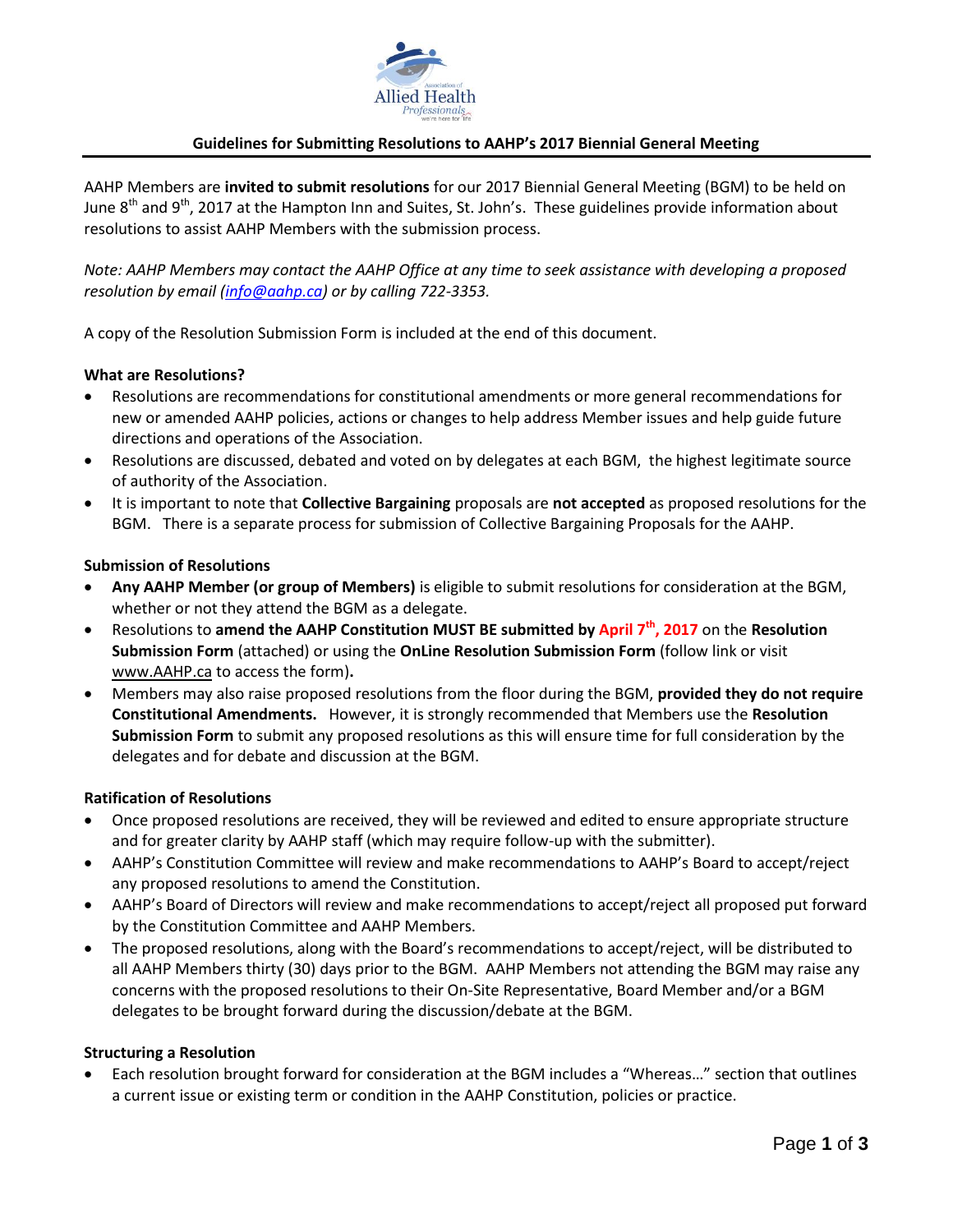## Guidelines for Submitting Resolutions to AAHP's 2017 Biennial General Meeting

AAHP Members are **invited to submit resolutions** for our 2017 Biennial General Meeting (BGM) to be held on June 8th and 9th, 2017 at the Hampton Inn and Suites, St. John's. These guidelines provide information about resolutions to assist AAHP Members with the submission process.

*Note: AAHP Members may contact the AAHP Office at any time to seek assistance with developing a proposed resolution by email (info@aahp.ca) or by calling 722-3353.*

A copy of the Resolution Submission Form is included at the end of this document.

### What are Resolutions?

- Resolutions are recommendations for constitutional amendments or more general recommendations for new or amended AAHP policies, actions or changes to help address Member issues and help guide future directions and operations of the Association.
- Resolutions are discussed, debated and voted on by delegates at each BGM, the highest legitimate source of authority of the Association.
- It is important to note that **Collective Bargaining** proposals are **not accepted** as proposed resolutions for the BGM. There is a separate process for submission of Collective Bargaining Proposals for the AAHP.

### Submission of Resolutions

- **Any AAHP Member (or group of Members)** is eligible to submit resolutions for consideration at the BGM, whether or not they attend the BGM as a delegate.
- Resolutions to **amend the AAHP Constitution MUST BE submitted by April 7th, 2017** on the **Resolution Submission Form** (attached) or using the **OnLine Resolution Submission Form** (follow link or visit www.AAHP.ca to access the form)**.**
- Members may also raise proposed resolutions from the floor during the BGM, **provided they do not require Constitutional Amendments.** However, it is strongly recommended that Members use the **Resolution Submission Form** to submit any proposed resolutions as this will ensure time for full consideration by the delegates and for debate and discussion at the BGM.

### Ratification of Resolutions

- Once proposed resolutions are received, they will be reviewed and edited to ensure appropriate structure and for greater clarity by AAHP staff (which may require follow-up with the submitter).
- AAHP's Constitution Committee will review and make recommendations to AAHP's Board to accept/reject any proposed resolutions to amend the Constitution.
- AAHP's Board of Directors will review and make recommendations to accept/reject all proposed put forward by the Constitution Committee and AAHP Members.
- The proposed resolutions, along with the Board's recommendations to accept/reject, will be distributed to all AAHP Members thirty (30) days prior to the BGM. AAHP Members not attending the BGM may raise any concerns with the proposed resolutions to their On-Site Representative, Board Member and/or a BGM delegates to be brought forward during the discussion/debate at the BGM.

### Structuring a Resolution

- Each resolution brought forward for consideration at the BGM includes a "Whereas…" section that outlines a current issue or existing term or condition in the AAHP Constitution, policies or practice.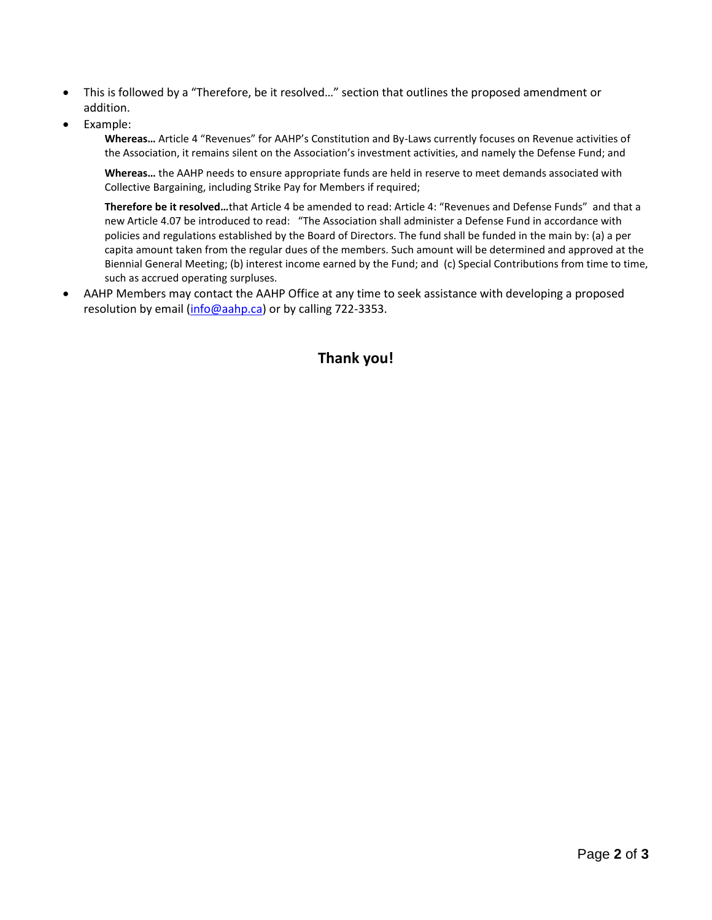- This is followed by a "Therefore, be it resolved…" section that outlines the proposed amendment or addition.
- Example:

  **Whereas…** Article 4 "Revenues" for AAHP's Constitution and By-Laws currently focuses on Revenue activities of the Association, it remains silent on the Association's investment activities, and namely the Defense Fund; and

  **Whereas…** the AAHP needs to ensure appropriate funds are held in reserve to meet demands associated with Collective Bargaining, including Strike Pay for Members if required;

  **Therefore be it resolved…**that Article 4 be amended to read: Article 4: "Revenues and Defense Funds" and that a new Article 4.07 be introduced to read: "The Association shall administer a Defense Fund in accordance with policies and regulations established by the Board of Directors. The fund shall be funded in the main by: (a) a per capita amount taken from the regular dues of the members. Such amount will be determined and approved at the Biennial General Meeting; (b) interest income earned by the Fund; and (c) Special Contributions from time to time, such as accrued operating surpluses.

- AAHP Members may contact the AAHP Office at any time to seek assistance with developing a proposed resolution by email (info@aahp.ca) or by calling 722-3353.

## Thank you!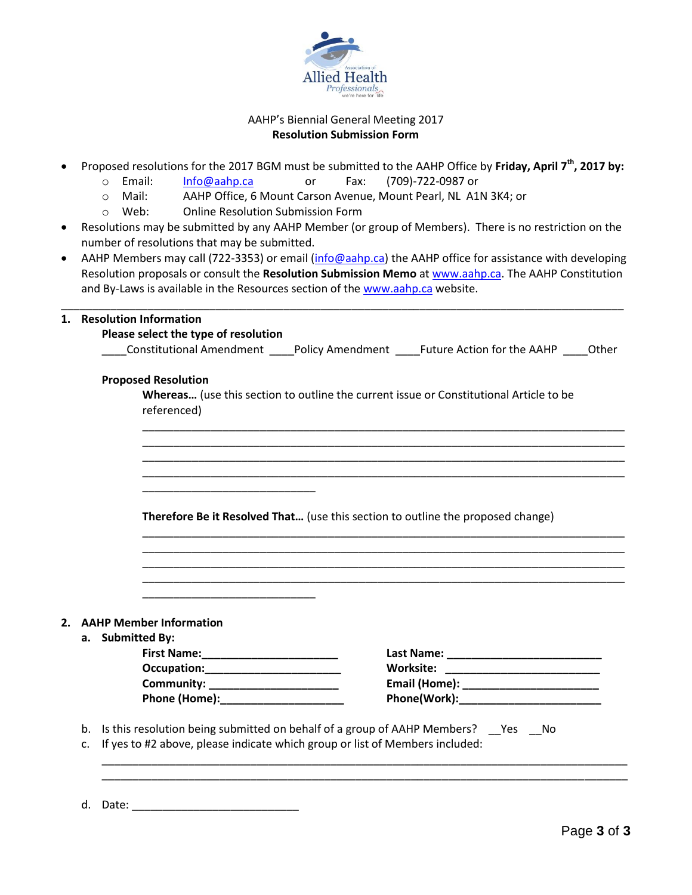AAHP's Biennial General Meeting 2017
**Resolution Submission Form**

- Proposed resolutions for the 2017 BGM must be submitted to the AAHP Office by **Friday, April 7th, 2017 by:**
  - Email: Info@aahp.ca or Fax: (709)-722-0987 or
  - Mail: AAHP Office, 6 Mount Carson Avenue, Mount Pearl, NL A1N 3K4; or
  - Web: Online Resolution Submission Form
- Resolutions may be submitted by any AAHP Member (or group of Members). There is no restriction on the number of resolutions that may be submitted.
- AAHP Members may call (722-3353) or email (info@aahp.ca) the AAHP office for assistance with developing Resolution proposals or consult the **Resolution Submission Memo** at www.aahp.ca. The AAHP Constitution and By-Laws is available in the Resources section of the www.aahp.ca website.

---

**1. Resolution Information**

**Please select the type of resolution**

____Constitutional Amendment ____Policy Amendment ____Future Action for the AAHP ____Other

**Proposed Resolution**

**Whereas…** (use this section to outline the current issue or Constitutional Article to be referenced)

______________________________________________________________________________
______________________________________________________________________________
______________________________________________________________________________
______________________________________________________________________________
____________________________

**Therefore Be it Resolved That…** (use this section to outline the proposed change)

______________________________________________________________________________
______________________________________________________________________________
______________________________________________________________________________
______________________________________________________________________________
____________________________

**2. AAHP Member Information**

**a. Submitted By:**

**First Name:**______________________ **Last Name:** ________________________
**Occupation:**______________________ **Worksite:** ________________________
**Community:** ______________________ **Email (Home):** ______________________
**Phone (Home):**____________________ **Phone(Work):**______________________

b. Is this resolution being submitted on behalf of a group of AAHP Members? __Yes __No

c. If yes to #2 above, please indicate which group or list of Members included:

______________________________________________________________________________
______________________________________________________________________________

d. Date: ___________________________